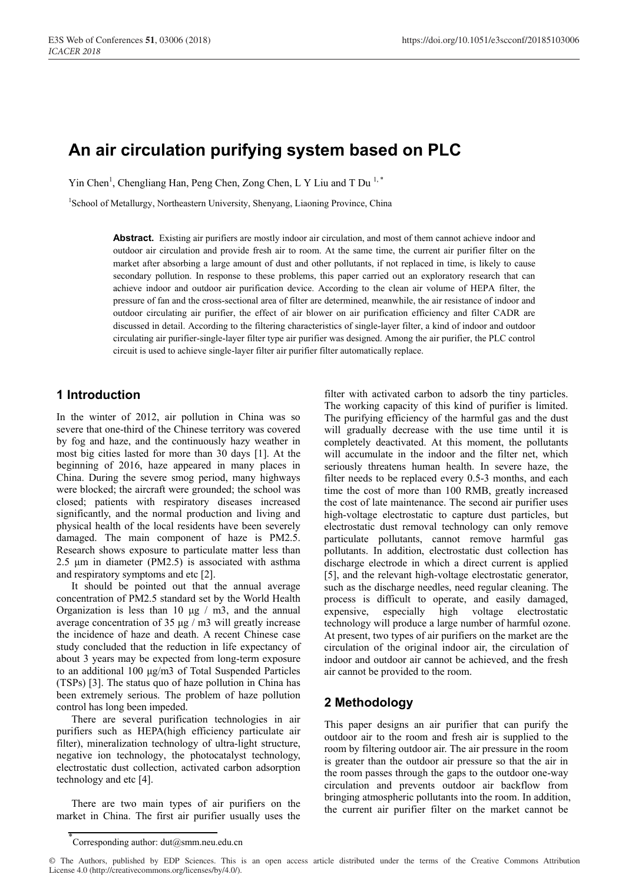# An air circulation purifying system based on PLC

Yin Chen[1], Chengliang Han, Peng Chen, Zong Chen, L Y Liu and T Du [1,*]

[1]School of Metallurgy, Northeastern University, Shenyang, Liaoning Province, China

**Abstract.** Existing air purifiers are mostly indoor air circulation, and most of them cannot achieve indoor and outdoor air circulation and provide fresh air to room. At the same time, the current air purifier filter on the market after absorbing a large amount of dust and other pollutants, if not replaced in time, is likely to cause secondary pollution. In response to these problems, this paper carried out an exploratory research that can achieve indoor and outdoor air purification device. According to the clean air volume of HEPA filter, the pressure of fan and the cross-sectional area of filter are determined, meanwhile, the air resistance of indoor and outdoor circulating air purifier, the effect of air blower on air purification efficiency and filter CADR are discussed in detail. According to the filtering characteristics of single-layer filter, a kind of indoor and outdoor circulating air purifier-single-layer filter type air purifier was designed. Among the air purifier, the PLC control circuit is used to achieve single-layer filter air purifier filter automatically replace.

## 1 Introduction

In the winter of 2012, air pollution in China was so severe that one-third of the Chinese territory was covered by fog and haze, and the continuously hazy weather in most big cities lasted for more than 30 days [1]. At the beginning of 2016, haze appeared in many places in China. During the severe smog period, many highways were blocked; the aircraft were grounded; the school was closed; patients with respiratory diseases increased significantly, and the normal production and living and physical health of the local residents have been severely damaged. The main component of haze is PM2.5. Research shows exposure to particulate matter less than 2.5 μm in diameter (PM2.5) is associated with asthma and respiratory symptoms and etc [2].

It should be pointed out that the annual average concentration of PM2.5 standard set by the World Health Organization is less than 10 μg / m3, and the annual average concentration of 35 μg / m3 will greatly increase the incidence of haze and death. A recent Chinese case study concluded that the reduction in life expectancy of about 3 years may be expected from long-term exposure to an additional 100 μg/m3 of Total Suspended Particles (TSPs) [3]. The status quo of haze pollution in China has been extremely serious. The problem of haze pollution control has long been impeded.

There are several purification technologies in air purifiers such as HEPA(high efficiency particulate air filter), mineralization technology of ultra-light structure, negative ion technology, the photocatalyst technology, electrostatic dust collection, activated carbon adsorption technology and etc [4].

There are two main types of air purifiers on the market in China. The first air purifier usually uses the filter with activated carbon to adsorb the tiny particles. The working capacity of this kind of purifier is limited. The purifying efficiency of the harmful gas and the dust will gradually decrease with the use time until it is completely deactivated. At this moment, the pollutants will accumulate in the indoor and the filter net, which seriously threatens human health. In severe haze, the filter needs to be replaced every 0.5-3 months, and each time the cost of more than 100 RMB, greatly increased the cost of late maintenance. The second air purifier uses high-voltage electrostatic to capture dust particles, but electrostatic dust removal technology can only remove particulate pollutants, cannot remove harmful gas pollutants. In addition, electrostatic dust collection has discharge electrode in which a direct current is applied [5], and the relevant high-voltage electrostatic generator, such as the discharge needles, need regular cleaning. The process is difficult to operate, and easily damaged, expensive, especially high voltage electrostatic technology will produce a large number of harmful ozone. At present, two types of air purifiers on the market are the circulation of the original indoor air, the circulation of indoor and outdoor air cannot be achieved, and the fresh air cannot be provided to the room.

## 2 Methodology

This paper designs an air purifier that can purify the outdoor air to the room and fresh air is supplied to the room by filtering outdoor air. The air pressure in the room is greater than the outdoor air pressure so that the air in the room passes through the gaps to the outdoor one-way circulation and prevents outdoor air backflow from bringing atmospheric pollutants into the room. In addition, the current air purifier filter on the market cannot be

*Corresponding author: dut@smm.neu.edu.cn

© The Authors, published by EDP Sciences. This is an open access article distributed under the terms of the Creative Commons Attribution License 4.0 (http://creativecommons.org/licenses/by/4.0/).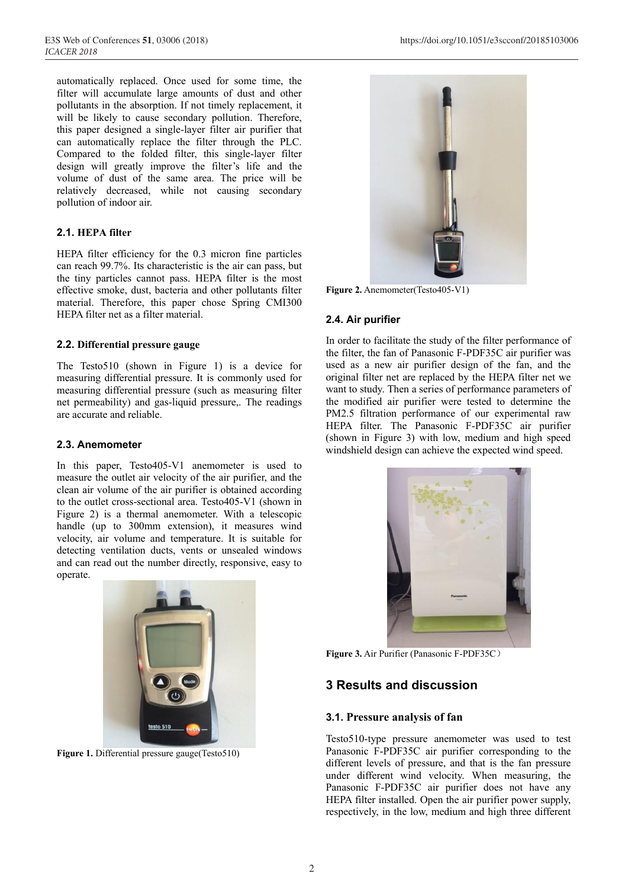automatically replaced. Once used for some time, the filter will accumulate large amounts of dust and other pollutants in the absorption. If not timely replacement, it will be likely to cause secondary pollution. Therefore, this paper designed a single-layer filter air purifier that can automatically replace the filter through the PLC. Compared to the folded filter, this single-layer filter design will greatly improve the filter's life and the volume of dust of the same area. The price will be relatively decreased, while not causing secondary pollution of indoor air.

### 2.1. HEPA filter

HEPA filter efficiency for the 0.3 micron fine particles can reach 99.7%. Its characteristic is the air can pass, but the tiny particles cannot pass. HEPA filter is the most effective smoke, dust, bacteria and other pollutants filter material. Therefore, this paper chose Spring CMI300 HEPA filter net as a filter material.

### 2.2. Differential pressure gauge

The Testo510 (shown in Figure 1) is a device for measuring differential pressure. It is commonly used for measuring differential pressure (such as measuring filter net permeability) and gas-liquid pressure,. The readings are accurate and reliable.

### 2.3. Anemometer

In this paper, Testo405-V1 anemometer is used to measure the outlet air velocity of the air purifier, and the clean air volume of the air purifier is obtained according to the outlet cross-sectional area. Testo405-V1 (shown in Figure 2) is a thermal anemometer. With a telescopic handle (up to 300mm extension), it measures wind velocity, air volume and temperature. It is suitable for detecting ventilation ducts, vents or unsealed windows and can read out the number directly, responsive, easy to operate.

**Figure 1.** Differential pressure gauge(Testo510)

**Figure 2.** Anemometer(Testo405-V1)

### 2.4. Air purifier

In order to facilitate the study of the filter performance of the filter, the fan of Panasonic F-PDF35C air purifier was used as a new air purifier design of the fan, and the original filter net are replaced by the HEPA filter net we want to study. Then a series of performance parameters of the modified air purifier were tested to determine the PM2.5 filtration performance of our experimental raw HEPA filter. The Panasonic F-PDF35C air purifier (shown in Figure 3) with low, medium and high speed windshield design can achieve the expected wind speed.

**Figure 3.** Air Purifier (Panasonic F-PDF35C）

## 3 Results and discussion

### 3.1. Pressure analysis of fan

Testo510-type pressure anemometer was used to test Panasonic F-PDF35C air purifier corresponding to the different levels of pressure, and that is the fan pressure under different wind velocity. When measuring, the Panasonic F-PDF35C air purifier does not have any HEPA filter installed. Open the air purifier power supply, respectively, in the low, medium and high three different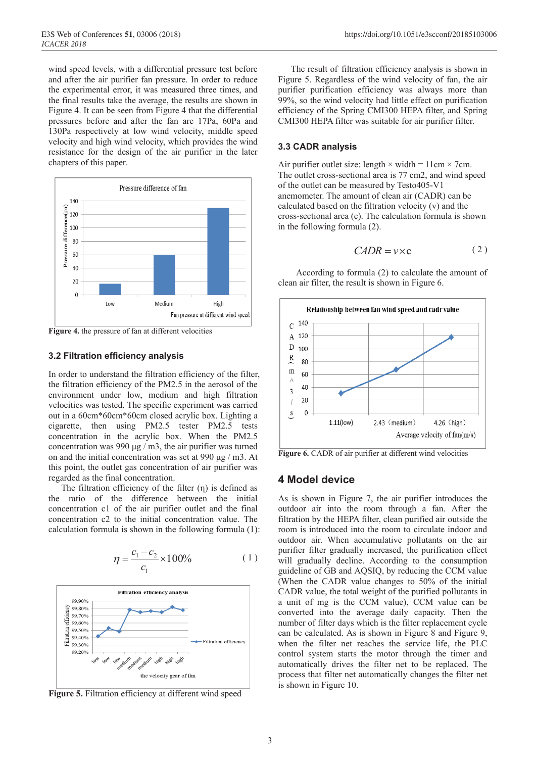wind speed levels, with a differential pressure test before and after the air purifier fan pressure. In order to reduce the experimental error, it was measured three times, and the final results take the average, the results are shown in Figure 4. It can be seen from Figure 4 that the differential pressures before and after the fan are 17Pa, 60Pa and 130Pa respectively at low wind velocity, middle speed velocity and high wind velocity, which provides the wind resistance for the design of the air purifier in the later chapters of this paper.

**Figure 4.** the pressure of fan at different velocities

### 3.2 Filtration efficiency analysis

In order to understand the filtration efficiency of the filter, the filtration efficiency of the PM2.5 in the aerosol of the environment under low, medium and high filtration velocities was tested. The specific experiment was carried out in a 60cm*60cm*60cm closed acrylic box. Lighting a cigarette, then using PM2.5 tester PM2.5 tests concentration in the acrylic box. When the PM2.5 concentration was 990 μg / m3, the air purifier was turned on and the initial concentration was set at 990 μg / m3. At this point, the outlet gas concentration of air purifier was regarded as the final concentration.

The filtration efficiency of the filter (η) is defined as the ratio of the difference between the initial concentration c1 of the air purifier outlet and the final concentration c2 to the initial concentration value. The calculation formula is shown in the following formula (1):

$$\eta = \frac{c_1 - c_2}{c_1} \times 100\% \quad (1)$$

**Figure 5.** Filtration efficiency at different wind speed

The result of filtration efficiency analysis is shown in Figure 5. Regardless of the wind velocity of fan, the air purifier purification efficiency was always more than 99%, so the wind velocity had little effect on purification efficiency of the Spring CMI300 HEPA filter, and Spring CMI300 HEPA filter was suitable for air purifier filter.

### 3.3 CADR analysis

Air purifier outlet size: length × width = 11cm × 7cm. The outlet cross-sectional area is 77 cm2, and wind speed of the outlet can be measured by Testo405-V1 anemometer. The amount of clean air (CADR) can be calculated based on the filtration velocity (v) and the cross-sectional area (c). The calculation formula is shown in the following formula (2).

$$CADR = v \times c \quad (2)$$

According to formula (2) to calculate the amount of clean air filter, the result is shown in Figure 6.

**Figure 6.** CADR of air purifier at different wind velocities

## 4 Model device

As is shown in Figure 7, the air purifier introduces the outdoor air into the room through a fan. After the filtration by the HEPA filter, clean purified air outside the room is introduced into the room to circulate indoor and outdoor air. When accumulative pollutants on the air purifier filter gradually increased, the purification effect will gradually decline. According to the consumption guideline of GB and AQSIQ, by reducing the CCM value (When the CADR value changes to 50% of the initial CADR value, the total weight of the purified pollutants in a unit of mg is the CCM value), CCM value can be converted into the average daily capacity. Then the number of filter days which is the filter replacement cycle can be calculated. As is shown in Figure 8 and Figure 9, when the filter net reaches the service life, the PLC control system starts the motor through the timer and automatically drives the filter net to be replaced. The process that filter net automatically changes the filter net is shown in Figure 10.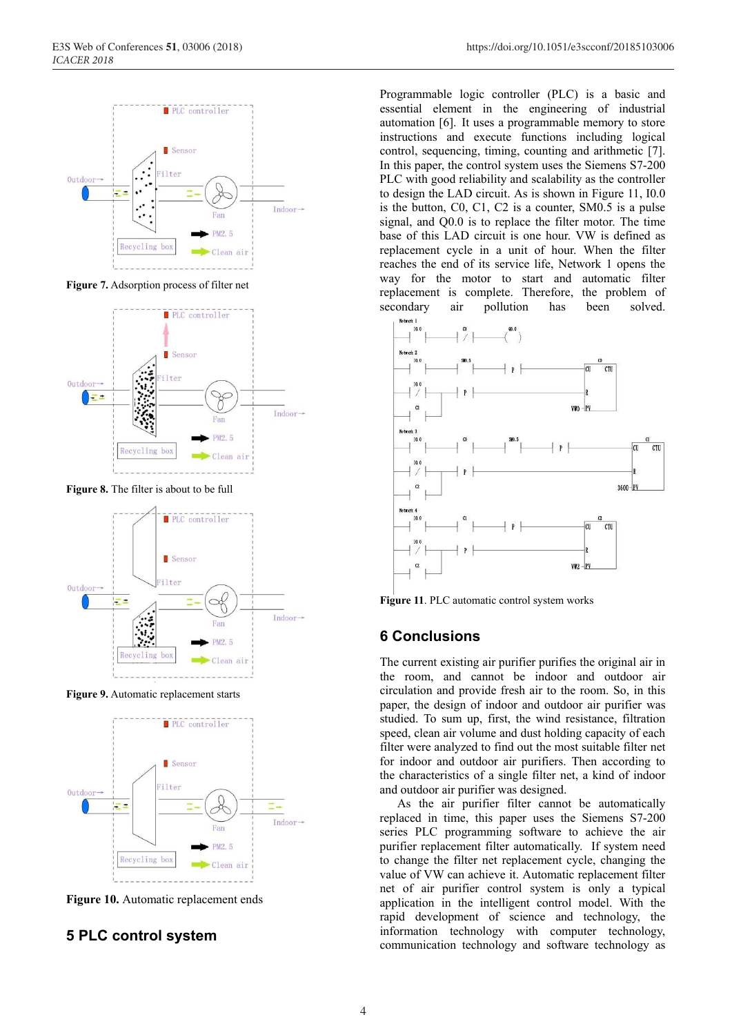Figure 7. Adsorption process of filter net

Figure 8. The filter is about to be full

Figure 9. Automatic replacement starts

Figure 10. Automatic replacement ends

## 5 PLC control system

Programmable logic controller (PLC) is a basic and essential element in the engineering of industrial automation [6]. It uses a programmable memory to store instructions and execute functions including logical control, sequencing, timing, counting and arithmetic [7]. In this paper, the control system uses the Siemens S7-200 PLC with good reliability and scalability as the controller to design the LAD circuit. As is shown in Figure 11, I0.0 is the button, C0, C1, C2 is a counter, SM0.5 is a pulse signal, and Q0.0 is to replace the filter motor. The time base of this LAD circuit is one hour. VW is defined as replacement cycle in a unit of hour. When the filter reaches the end of its service life, Network 1 opens the way for the motor to start and automatic filter replacement is complete. Therefore, the problem of secondary air pollution has been solved.

Figure 11. PLC automatic control system works

## 6 Conclusions

The current existing air purifier purifies the original air in the room, and cannot be indoor and outdoor air circulation and provide fresh air to the room. So, in this paper, the design of indoor and outdoor air purifier was studied. To sum up, first, the wind resistance, filtration speed, clean air volume and dust holding capacity of each filter were analyzed to find out the most suitable filter net for indoor and outdoor air purifiers. Then according to the characteristics of a single filter net, a kind of indoor and outdoor air purifier was designed.

As the air purifier filter cannot be automatically replaced in time, this paper uses the Siemens S7-200 series PLC programming software to achieve the air purifier replacement filter automatically. If system need to change the filter net replacement cycle, changing the value of VW can achieve it. Automatic replacement filter net of air purifier control system is only a typical application in the intelligent control model. With the rapid development of science and technology, the information technology with computer technology, communication technology and software technology as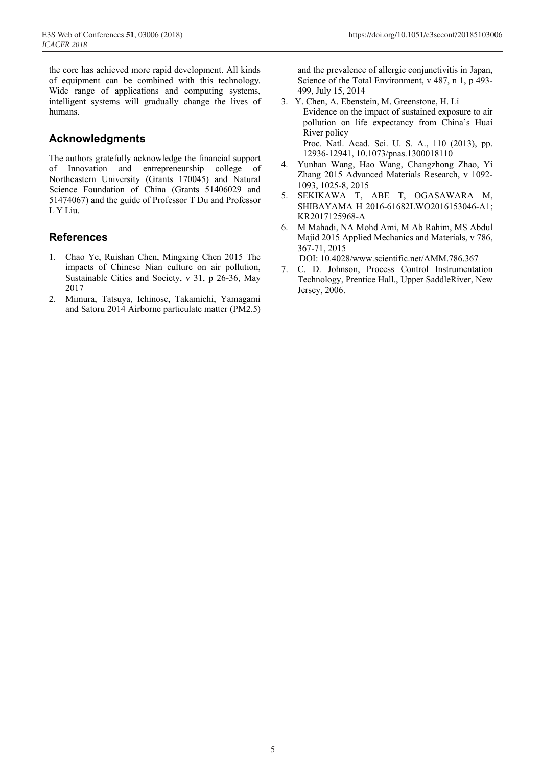the core has achieved more rapid development. All kinds of equipment can be combined with this technology. Wide range of applications and computing systems, intelligent systems will gradually change the lives of humans.

## Acknowledgments

The authors gratefully acknowledge the financial support of Innovation and entrepreneurship college of Northeastern University (Grants 170045) and Natural Science Foundation of China (Grants 51406029 and 51474067) and the guide of Professor T Du and Professor L Y Liu.

## References

1. Chao Ye, Ruishan Chen, Mingxing Chen 2015 The impacts of Chinese Nian culture on air pollution, Sustainable Cities and Society, v 31, p 26-36, May 2017
2. Mimura, Tatsuya, Ichinose, Takamichi, Yamagami and Satoru 2014 Airborne particulate matter (PM2.5) and the prevalence of allergic conjunctivitis in Japan, Science of the Total Environment, v 487, n 1, p 493-499, July 15, 2014
3. Y. Chen, A. Ebenstein, M. Greenstone, H. Li Evidence on the impact of sustained exposure to air pollution on life expectancy from China's Huai River policy Proc. Natl. Acad. Sci. U. S. A., 110 (2013), pp. 12936-12941, 10.1073/pnas.1300018110
4. Yunhan Wang, Hao Wang, Changzhong Zhao, Yi Zhang 2015 Advanced Materials Research, v 1092-1093, 1025-8, 2015
5. SEKIKAWA T, ABE T, OGASAWARA M, SHIBAYAMA H 2016-61682LWO2016153046-A1; KR2017125968-A
6. M Mahadi, NA Mohd Ami, M Ab Rahim, MS Abdul Majid 2015 Applied Mechanics and Materials, v 786, 367-71, 2015 DOI: 10.4028/www.scientific.net/AMM.786.367
7. C. D. Johnson, Process Control Instrumentation Technology, Prentice Hall., Upper SaddleRiver, New Jersey, 2006.